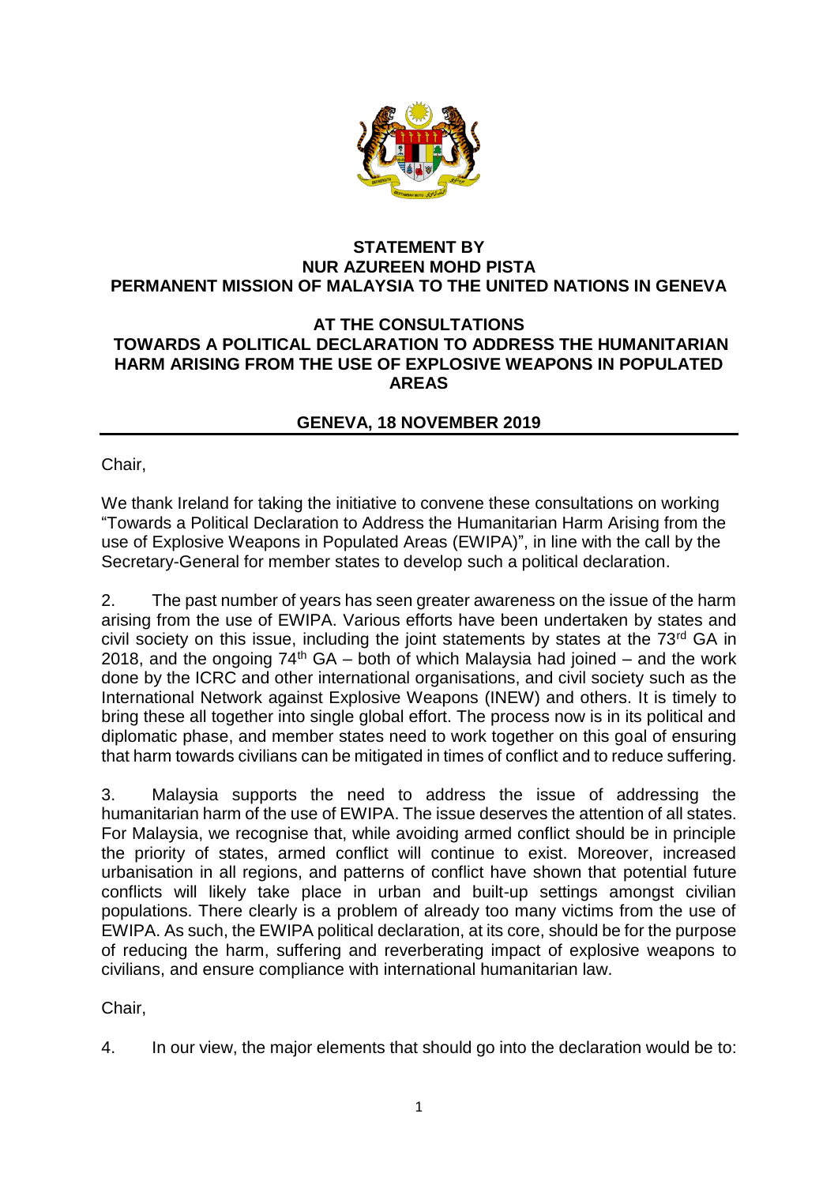**STATEMENT BY**
**NUR AZUREEN MOHD PISTA**
**PERMANENT MISSION OF MALAYSIA TO THE UNITED NATIONS IN GENEVA**

**AT THE CONSULTATIONS**
**TOWARDS A POLITICAL DECLARATION TO ADDRESS THE HUMANITARIAN HARM ARISING FROM THE USE OF EXPLOSIVE WEAPONS IN POPULATED AREAS**

**GENEVA, 18 NOVEMBER 2019**

---

Chair,

We thank Ireland for taking the initiative to convene these consultations on working "Towards a Political Declaration to Address the Humanitarian Harm Arising from the use of Explosive Weapons in Populated Areas (EWIPA)", in line with the call by the Secretary-General for member states to develop such a political declaration.

2. The past number of years has seen greater awareness on the issue of the harm arising from the use of EWIPA. Various efforts have been undertaken by states and civil society on this issue, including the joint statements by states at the 73rd GA in 2018, and the ongoing 74th GA – both of which Malaysia had joined – and the work done by the ICRC and other international organisations, and civil society such as the International Network against Explosive Weapons (INEW) and others. It is timely to bring these all together into single global effort. The process now is in its political and diplomatic phase, and member states need to work together on this goal of ensuring that harm towards civilians can be mitigated in times of conflict and to reduce suffering.

3. Malaysia supports the need to address the issue of addressing the humanitarian harm of the use of EWIPA. The issue deserves the attention of all states. For Malaysia, we recognise that, while avoiding armed conflict should be in principle the priority of states, armed conflict will continue to exist. Moreover, increased urbanisation in all regions, and patterns of conflict have shown that potential future conflicts will likely take place in urban and built-up settings amongst civilian populations. There clearly is a problem of already too many victims from the use of EWIPA. As such, the EWIPA political declaration, at its core, should be for the purpose of reducing the harm, suffering and reverberating impact of explosive weapons to civilians, and ensure compliance with international humanitarian law.

Chair,

4. In our view, the major elements that should go into the declaration would be to: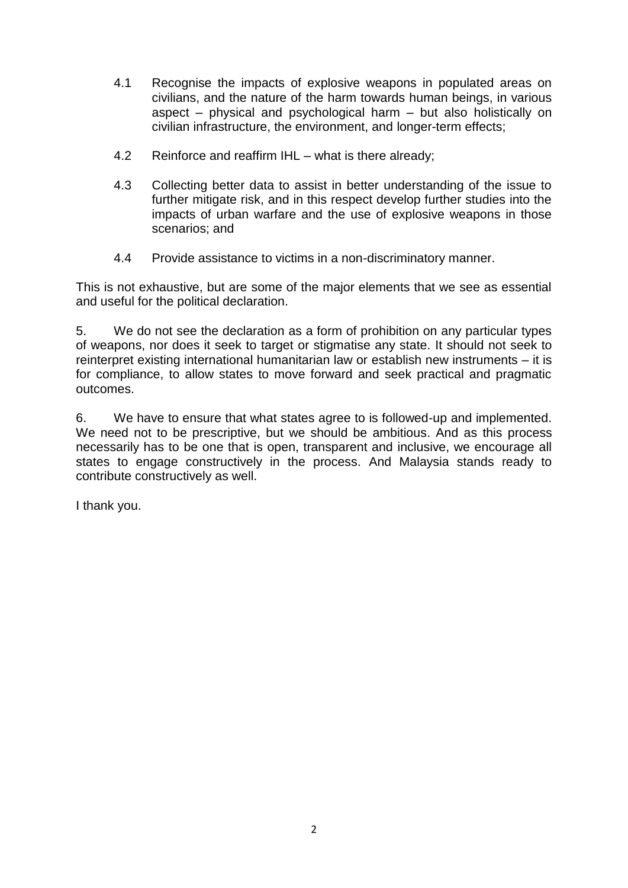4.1 Recognise the impacts of explosive weapons in populated areas on civilians, and the nature of the harm towards human beings, in various aspect – physical and psychological harm – but also holistically on civilian infrastructure, the environment, and longer-term effects;

4.2 Reinforce and reaffirm IHL – what is there already;

4.3 Collecting better data to assist in better understanding of the issue to further mitigate risk, and in this respect develop further studies into the impacts of urban warfare and the use of explosive weapons in those scenarios; and

4.4 Provide assistance to victims in a non-discriminatory manner.

This is not exhaustive, but are some of the major elements that we see as essential and useful for the political declaration.

5. We do not see the declaration as a form of prohibition on any particular types of weapons, nor does it seek to target or stigmatise any state. It should not seek to reinterpret existing international humanitarian law or establish new instruments – it is for compliance, to allow states to move forward and seek practical and pragmatic outcomes.

6. We have to ensure that what states agree to is followed-up and implemented. We need not to be prescriptive, but we should be ambitious. And as this process necessarily has to be one that is open, transparent and inclusive, we encourage all states to engage constructively in the process. And Malaysia stands ready to contribute constructively as well.

I thank you.